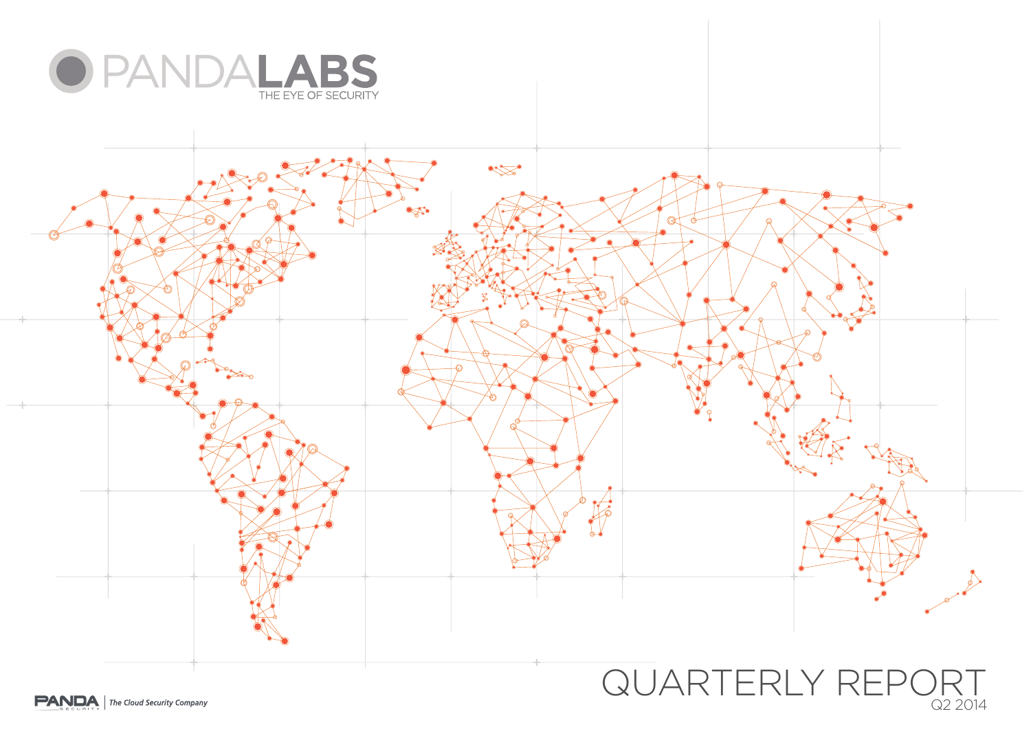# PANDALABS

THE EYE OF SECURITY

# QUARTERLY REPORT

Q2 2014

PANDA SECURITY | *The Cloud Security Company*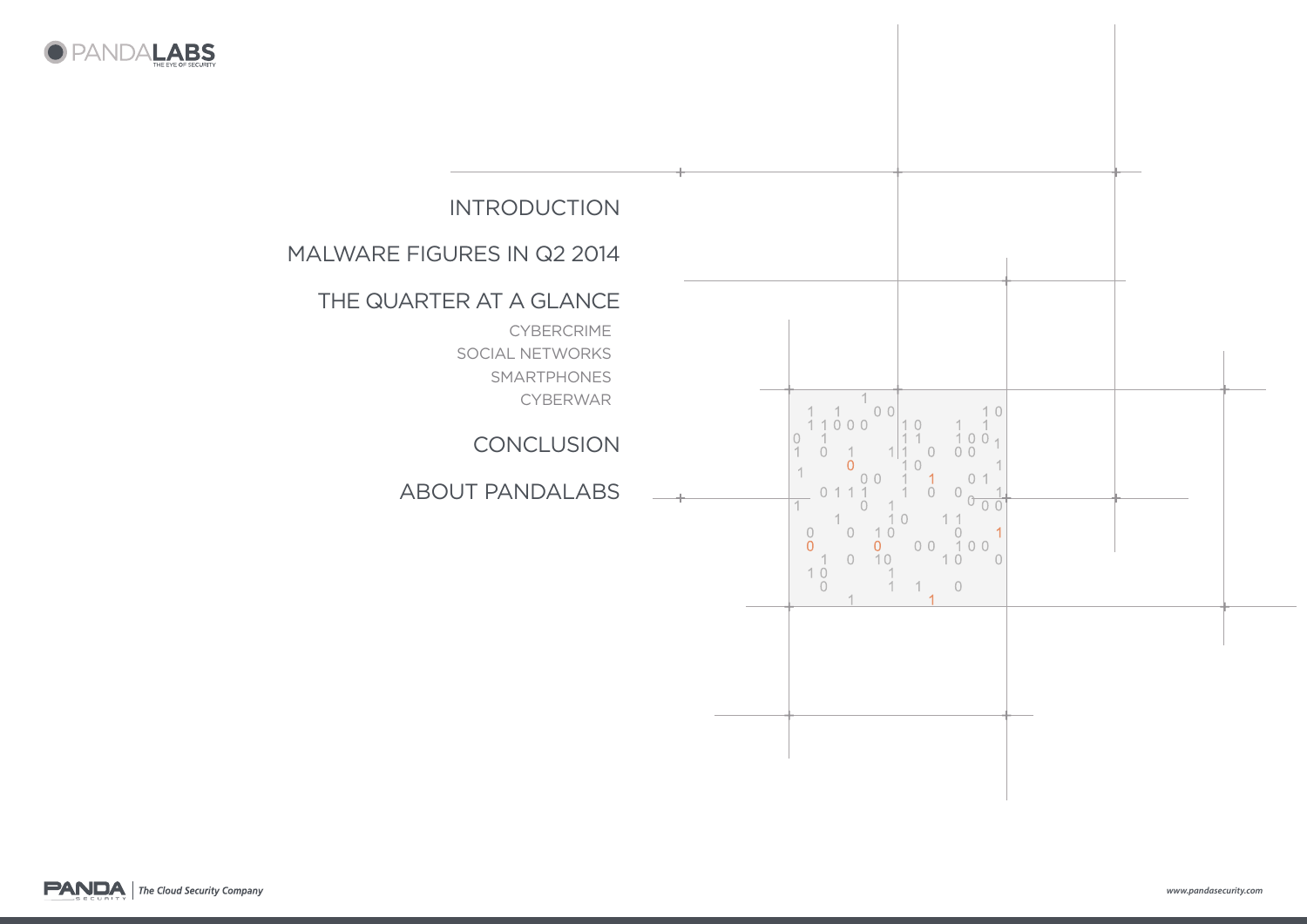INTRODUCTION

MALWARE FIGURES IN Q2 2014

THE QUARTER AT A GLANCE

- CYBERCRIME
- SOCIAL NETWORKS
- SMARTPHONES
- CYBERWAR

CONCLUSION

ABOUT PANDALABS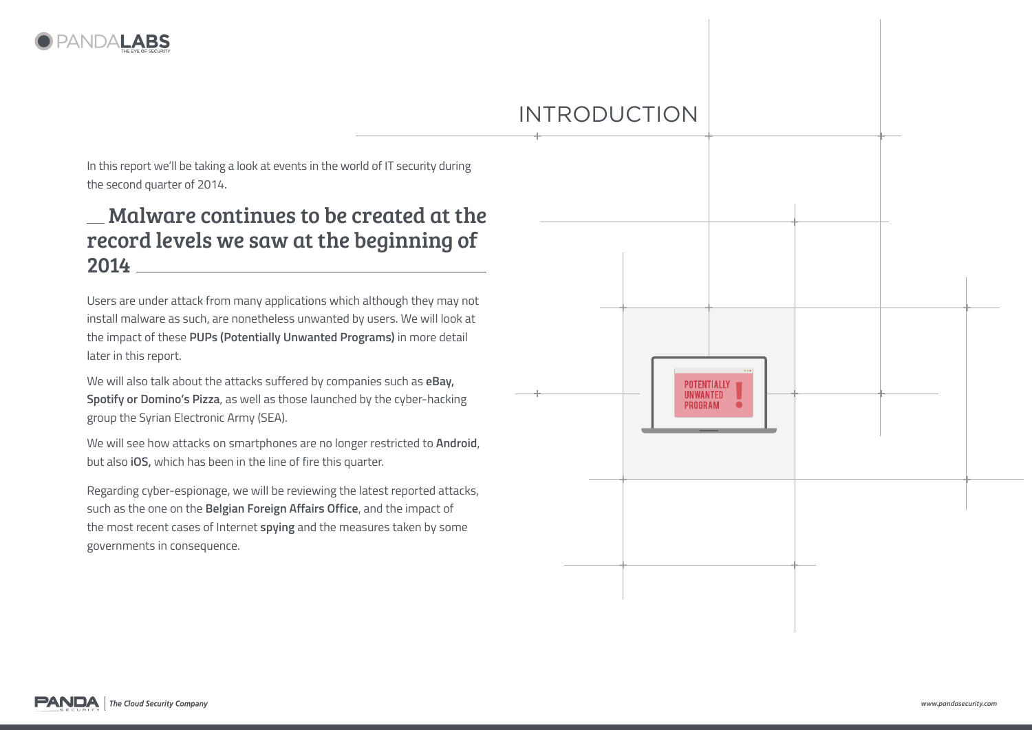# INTRODUCTION

In this report we'll be taking a look at events in the world of IT security during the second quarter of 2014.

## Malware continues to be created at the record levels we saw at the beginning of 2014

Users are under attack from many applications which although they may not install malware as such, are nonetheless unwanted by users. We will look at the impact of these **PUPs (Potentially Unwanted Programs)** in more detail later in this report.

We will also talk about the attacks suffered by companies such as **eBay, Spotify or Domino's Pizza**, as well as those launched by the cyber-hacking group the Syrian Electronic Army (SEA).

We will see how attacks on smartphones are no longer restricted to **Android**, but also **iOS,** which has been in the line of fire this quarter.

Regarding cyber-espionage, we will be reviewing the latest reported attacks, such as the one on the **Belgian Foreign Affairs Office**, and the impact of the most recent cases of Internet **spying** and the measures taken by some governments in consequence.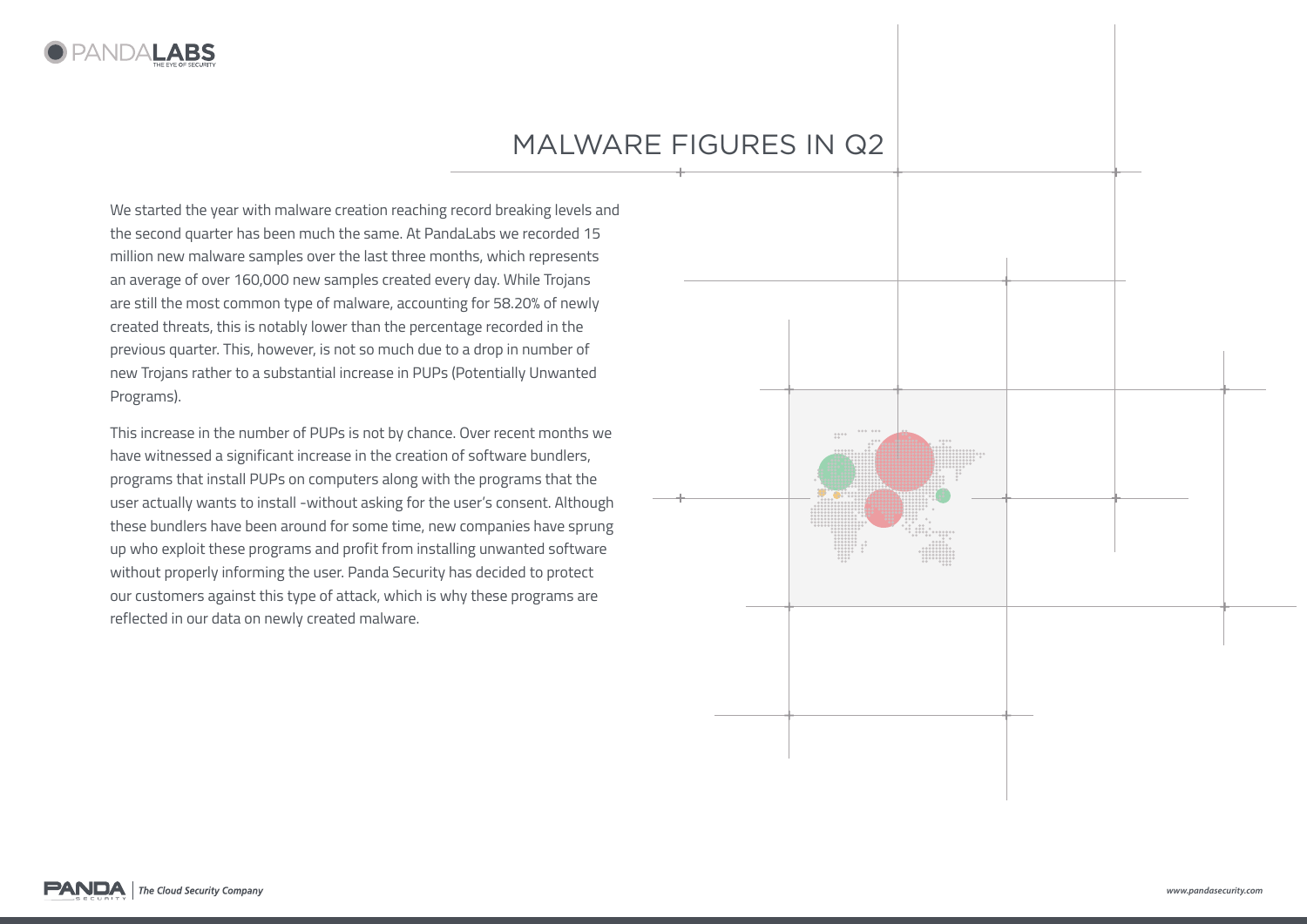# MALWARE FIGURES IN Q2

We started the year with malware creation reaching record breaking levels and the second quarter has been much the same. At PandaLabs we recorded 15 million new malware samples over the last three months, which represents an average of over 160,000 new samples created every day. While Trojans are still the most common type of malware, accounting for 58.20% of newly created threats, this is notably lower than the percentage recorded in the previous quarter. This, however, is not so much due to a drop in number of new Trojans rather to a substantial increase in PUPs (Potentially Unwanted Programs).

This increase in the number of PUPs is not by chance. Over recent months we have witnessed a significant increase in the creation of software bundlers, programs that install PUPs on computers along with the programs that the user actually wants to install -without asking for the user's consent. Although these bundlers have been around for some time, new companies have sprung up who exploit these programs and profit from installing unwanted software without properly informing the user. Panda Security has decided to protect our customers against this type of attack, which is why these programs are reflected in our data on newly created malware.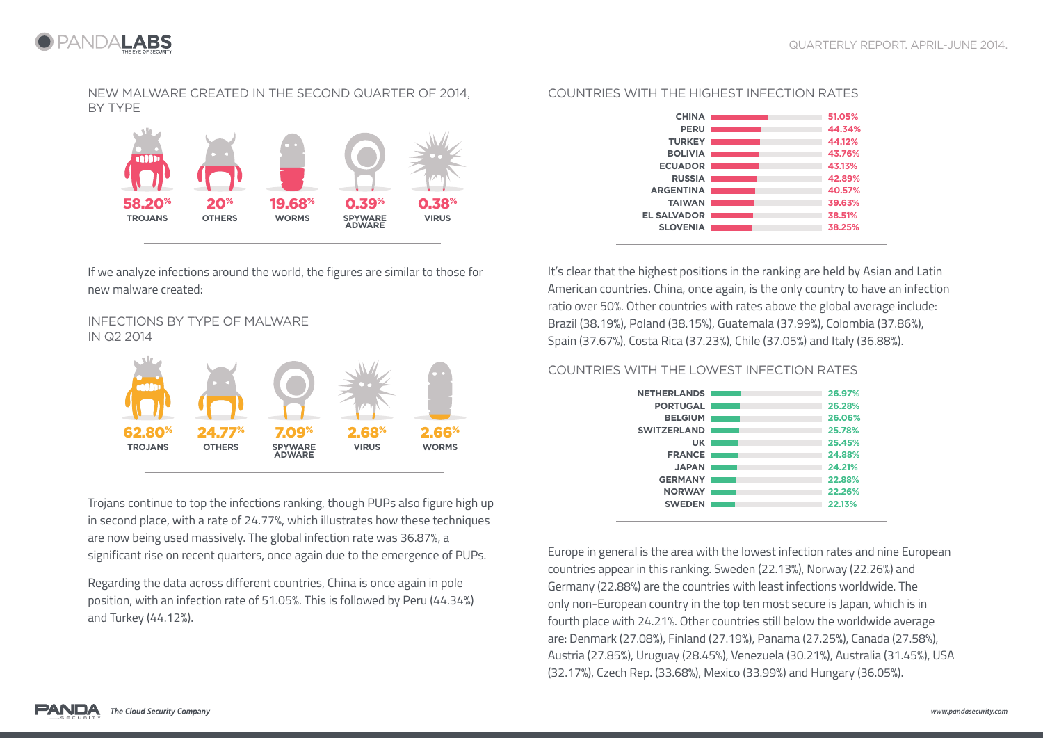## NEW MALWARE CREATED IN THE SECOND QUARTER OF 2014, BY TYPE

| TROJANS | OTHERS | WORMS | SPYWARE ADWARE | VIRUS |
|---|---|---|---|---|
| 58.20% | 20% | 19.68% | 0.39% | 0.38% |

If we analyze infections around the world, the figures are similar to those for new malware created:

## INFECTIONS BY TYPE OF MALWARE IN Q2 2014

| TROJANS | OTHERS | SPYWARE ADWARE | VIRUS | WORMS |
|---|---|---|---|---|
| 62.80% | 24.77% | 7.09% | 2.68% | 2.66% |

Trojans continue to top the infections ranking, though PUPs also figure high up in second place, with a rate of 24.77%, which illustrates how these techniques are now being used massively. The global infection rate was 36.87%, a significant rise on recent quarters, once again due to the emergence of PUPs.

Regarding the data across different countries, China is once again in pole position, with an infection rate of 51.05%. This is followed by Peru (44.34%) and Turkey (44.12%).

## COUNTRIES WITH THE HIGHEST INFECTION RATES

| Country | Infection rate |
|---|---|
| CHINA | 51.05% |
| PERU | 44.34% |
| TURKEY | 44.12% |
| BOLIVIA | 43.76% |
| ECUADOR | 43.13% |
| RUSSIA | 42.89% |
| ARGENTINA | 40.57% |
| TAIWAN | 39.63% |
| EL SALVADOR | 38.51% |
| SLOVENIA | 38.25% |

It's clear that the highest positions in the ranking are held by Asian and Latin American countries. China, once again, is the only country to have an infection ratio over 50%. Other countries with rates above the global average include: Brazil (38.19%), Poland (38.15%), Guatemala (37.99%), Colombia (37.86%), Spain (37.67%), Costa Rica (37.23%), Chile (37.05%) and Italy (36.88%).

## COUNTRIES WITH THE LOWEST INFECTION RATES

| Country | Infection rate |
|---|---|
| NETHERLANDS | 26.97% |
| PORTUGAL | 26.28% |
| BELGIUM | 26.06% |
| SWITZERLAND | 25.78% |
| UK | 25.45% |
| FRANCE | 24.88% |
| JAPAN | 24.21% |
| GERMANY | 22.88% |
| NORWAY | 22.26% |
| SWEDEN | 22.13% |

Europe in general is the area with the lowest infection rates and nine European countries appear in this ranking. Sweden (22.13%), Norway (22.26%) and Germany (22.88%) are the countries with least infections worldwide. The only non-European country in the top ten most secure is Japan, which is in fourth place with 24.21%. Other countries still below the worldwide average are: Denmark (27.08%), Finland (27.19%), Panama (27.25%), Canada (27.58%), Austria (27.85%), Uruguay (28.45%), Venezuela (30.21%), Australia (31.45%), USA (32.17%), Czech Rep. (33.68%), Mexico (33.99%) and Hungary (36.05%).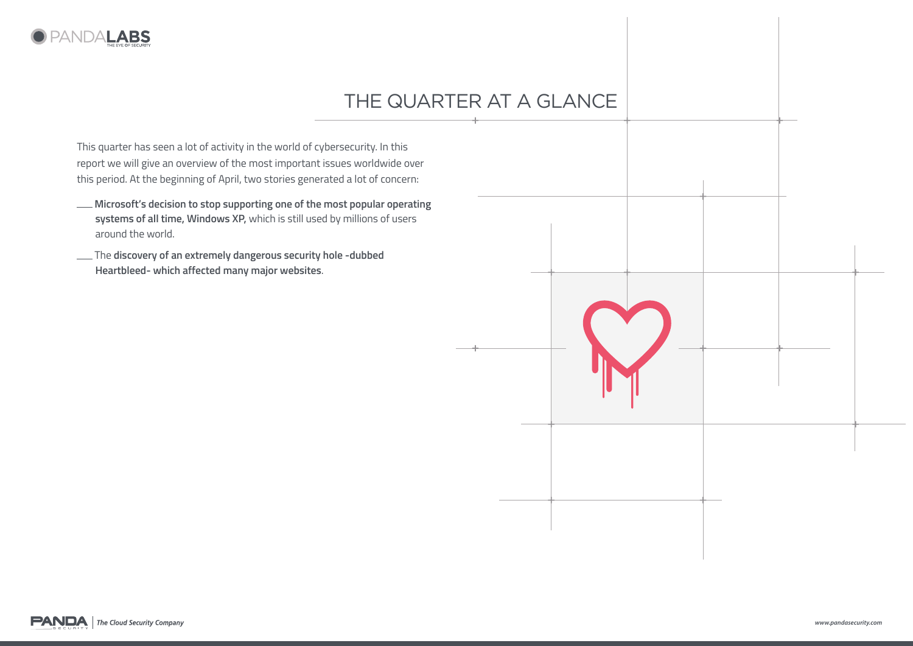# THE QUARTER AT A GLANCE

This quarter has seen a lot of activity in the world of cybersecurity. In this report we will give an overview of the most important issues worldwide over this period. At the beginning of April, two stories generated a lot of concern:

- **Microsoft's decision to stop supporting one of the most popular operating systems of all time, Windows XP,** which is still used by millions of users around the world.
- The **discovery of an extremely dangerous security hole -dubbed Heartbleed- which affected many major websites**.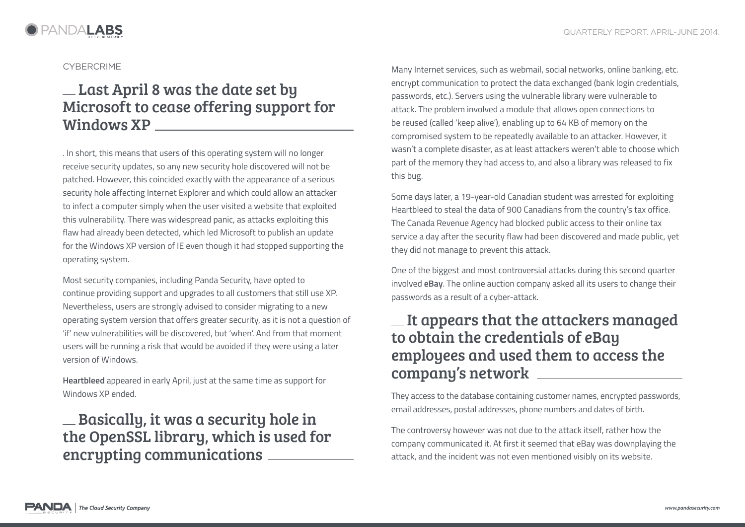CYBERCRIME

## Last April 8 was the date set by Microsoft to cease offering support for Windows XP

. In short, this means that users of this operating system will no longer receive security updates, so any new security hole discovered will not be patched. However, this coincided exactly with the appearance of a serious security hole affecting Internet Explorer and which could allow an attacker to infect a computer simply when the user visited a website that exploited this vulnerability. There was widespread panic, as attacks exploiting this flaw had already been detected, which led Microsoft to publish an update for the Windows XP version of IE even though it had stopped supporting the operating system.

Most security companies, including Panda Security, have opted to continue providing support and upgrades to all customers that still use XP. Nevertheless, users are strongly advised to consider migrating to a new operating system version that offers greater security, as it is not a question of 'if' new vulnerabilities will be discovered, but 'when'. And from that moment users will be running a risk that would be avoided if they were using a later version of Windows.

**Heartbleed** appeared in early April, just at the same time as support for Windows XP ended.

## Basically, it was a security hole in the OpenSSL library, which is used for encrypting communications

Many Internet services, such as webmail, social networks, online banking, etc. encrypt communication to protect the data exchanged (bank login credentials, passwords, etc.). Servers using the vulnerable library were vulnerable to attack. The problem involved a module that allows open connections to be reused (called 'keep alive'), enabling up to 64 KB of memory on the compromised system to be repeatedly available to an attacker. However, it wasn't a complete disaster, as at least attackers weren't able to choose which part of the memory they had access to, and also a library was released to fix this bug.

Some days later, a 19-year-old Canadian student was arrested for exploiting Heartbleed to steal the data of 900 Canadians from the country's tax office. The Canada Revenue Agency had blocked public access to their online tax service a day after the security flaw had been discovered and made public, yet they did not manage to prevent this attack.

One of the biggest and most controversial attacks during this second quarter involved **eBay**. The online auction company asked all its users to change their passwords as a result of a cyber-attack.

## It appears that the attackers managed to obtain the credentials of eBay employees and used them to access the company's network

They access to the database containing customer names, encrypted passwords, email addresses, postal addresses, phone numbers and dates of birth.

The controversy however was not due to the attack itself, rather how the company communicated it. At first it seemed that eBay was downplaying the attack, and the incident was not even mentioned visibly on its website.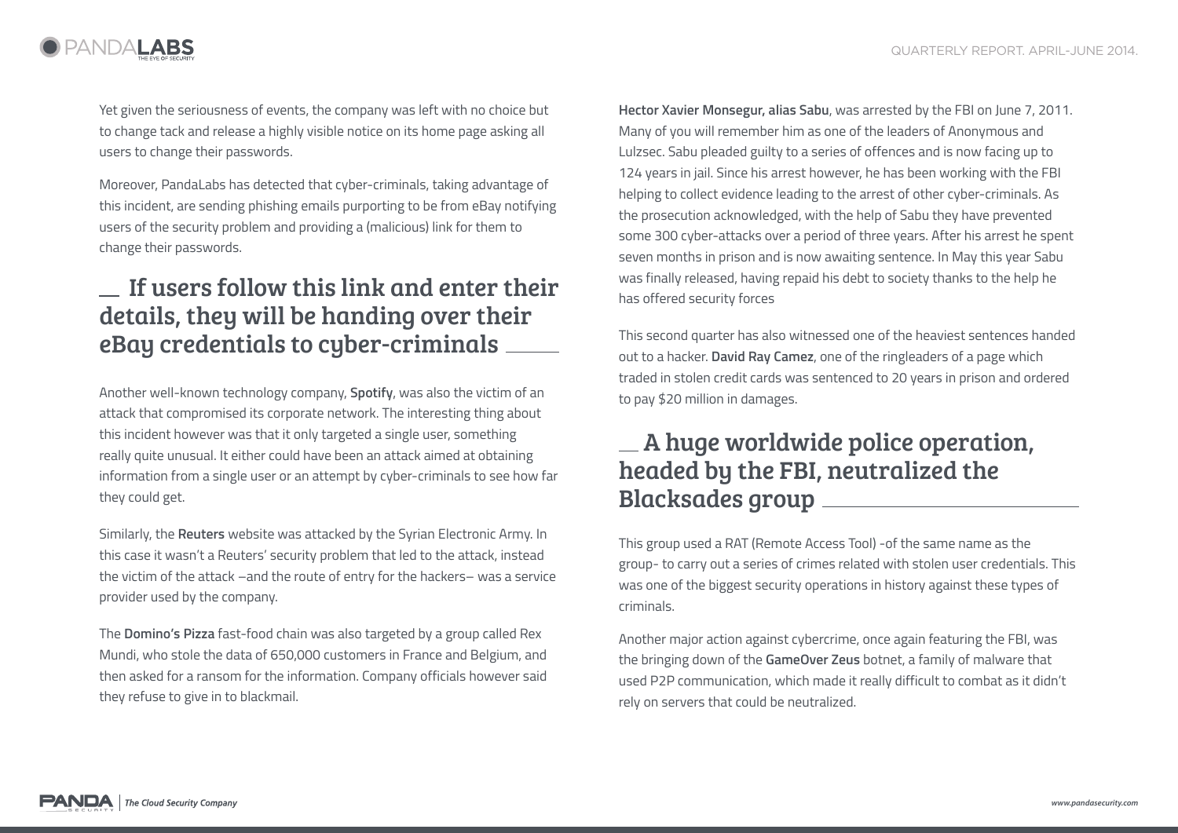Yet given the seriousness of events, the company was left with no choice but to change tack and release a highly visible notice on its home page asking all users to change their passwords.

Moreover, PandaLabs has detected that cyber-criminals, taking advantage of this incident, are sending phishing emails purporting to be from eBay notifying users of the security problem and providing a (malicious) link for them to change their passwords.

## If users follow this link and enter their details, they will be handing over their eBay credentials to cyber-criminals

Another well-known technology company, **Spotify**, was also the victim of an attack that compromised its corporate network. The interesting thing about this incident however was that it only targeted a single user, something really quite unusual. It either could have been an attack aimed at obtaining information from a single user or an attempt by cyber-criminals to see how far they could get.

Similarly, the **Reuters** website was attacked by the Syrian Electronic Army. In this case it wasn't a Reuters' security problem that led to the attack, instead the victim of the attack –and the route of entry for the hackers– was a service provider used by the company.

The **Domino's Pizza** fast-food chain was also targeted by a group called Rex Mundi, who stole the data of 650,000 customers in France and Belgium, and then asked for a ransom for the information. Company officials however said they refuse to give in to blackmail.

**Hector Xavier Monsegur, alias Sabu**, was arrested by the FBI on June 7, 2011. Many of you will remember him as one of the leaders of Anonymous and Lulzsec. Sabu pleaded guilty to a series of offences and is now facing up to 124 years in jail. Since his arrest however, he has been working with the FBI helping to collect evidence leading to the arrest of other cyber-criminals. As the prosecution acknowledged, with the help of Sabu they have prevented some 300 cyber-attacks over a period of three years. After his arrest he spent seven months in prison and is now awaiting sentence. In May this year Sabu was finally released, having repaid his debt to society thanks to the help he has offered security forces

This second quarter has also witnessed one of the heaviest sentences handed out to a hacker. **David Ray Camez**, one of the ringleaders of a page which traded in stolen credit cards was sentenced to 20 years in prison and ordered to pay $20 million in damages.

## A huge worldwide police operation, headed by the FBI, neutralized the Blacksades group

This group used a RAT (Remote Access Tool) -of the same name as the group- to carry out a series of crimes related with stolen user credentials. This was one of the biggest security operations in history against these types of criminals.

Another major action against cybercrime, once again featuring the FBI, was the bringing down of the **GameOver Zeus** botnet, a family of malware that used P2P communication, which made it really difficult to combat as it didn't rely on servers that could be neutralized.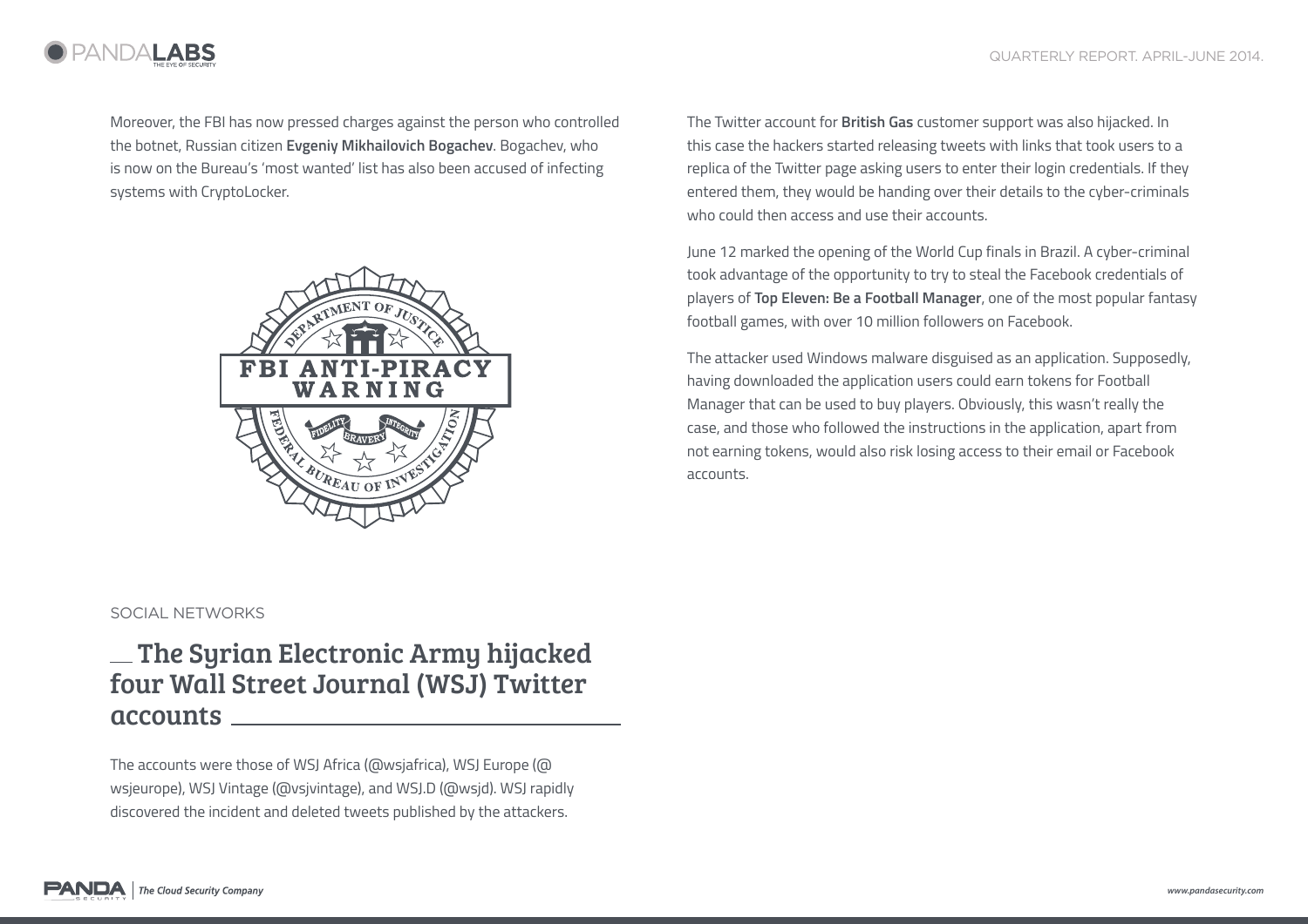Moreover, the FBI has now pressed charges against the person who controlled the botnet, Russian citizen **Evgeniy Mikhailovich Bogachev**. Bogachev, who is now on the Bureau's 'most wanted' list has also been accused of infecting systems with CryptoLocker.

SOCIAL NETWORKS

## The Syrian Electronic Army hijacked four Wall Street Journal (WSJ) Twitter accounts

The accounts were those of WSJ Africa (@wsjafrica), WSJ Europe (@ wsjeurope), WSJ Vintage (@vsjvintage), and WSJ.D (@wsjd). WSJ rapidly discovered the incident and deleted tweets published by the attackers.

The Twitter account for **British Gas** customer support was also hijacked. In this case the hackers started releasing tweets with links that took users to a replica of the Twitter page asking users to enter their login credentials. If they entered them, they would be handing over their details to the cyber-criminals who could then access and use their accounts.

June 12 marked the opening of the World Cup finals in Brazil. A cyber-criminal took advantage of the opportunity to try to steal the Facebook credentials of players of **Top Eleven: Be a Football Manager**, one of the most popular fantasy football games, with over 10 million followers on Facebook.

The attacker used Windows malware disguised as an application. Supposedly, having downloaded the application users could earn tokens for Football Manager that can be used to buy players. Obviously, this wasn't really the case, and those who followed the instructions in the application, apart from not earning tokens, would also risk losing access to their email or Facebook accounts.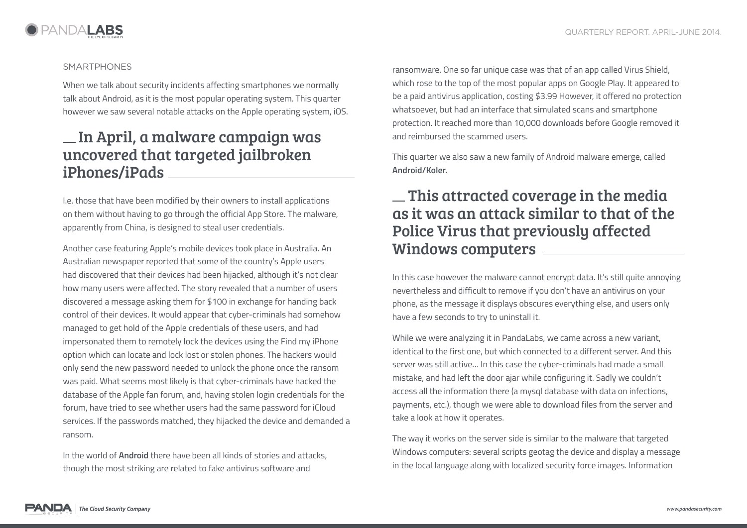SMARTPHONES

When we talk about security incidents affecting smartphones we normally talk about Android, as it is the most popular operating system. This quarter however we saw several notable attacks on the Apple operating system, iOS.

## In April, a malware campaign was uncovered that targeted jailbroken iPhones/iPads

I.e. those that have been modified by their owners to install applications on them without having to go through the official App Store. The malware, apparently from China, is designed to steal user credentials.

Another case featuring Apple's mobile devices took place in Australia. An Australian newspaper reported that some of the country's Apple users had discovered that their devices had been hijacked, although it's not clear how many users were affected. The story revealed that a number of users discovered a message asking them for $100 in exchange for handing back control of their devices. It would appear that cyber-criminals had somehow managed to get hold of the Apple credentials of these users, and had impersonated them to remotely lock the devices using the Find my iPhone option which can locate and lock lost or stolen phones. The hackers would only send the new password needed to unlock the phone once the ransom was paid. What seems most likely is that cyber-criminals have hacked the database of the Apple fan forum, and, having stolen login credentials for the forum, have tried to see whether users had the same password for iCloud services. If the passwords matched, they hijacked the device and demanded a ransom.

In the world of **Android** there have been all kinds of stories and attacks, though the most striking are related to fake antivirus software and ransomware. One so far unique case was that of an app called Virus Shield, which rose to the top of the most popular apps on Google Play. It appeared to be a paid antivirus application, costing $3.99 However, it offered no protection whatsoever, but had an interface that simulated scans and smartphone protection. It reached more than 10,000 downloads before Google removed it and reimbursed the scammed users.

This quarter we also saw a new family of Android malware emerge, called **Android/Koler.**

## This attracted coverage in the media as it was an attack similar to that of the Police Virus that previously affected Windows computers

In this case however the malware cannot encrypt data. It's still quite annoying nevertheless and difficult to remove if you don't have an antivirus on your phone, as the message it displays obscures everything else, and users only have a few seconds to try to uninstall it.

While we were analyzing it in PandaLabs, we came across a new variant, identical to the first one, but which connected to a different server. And this server was still active… In this case the cyber-criminals had made a small mistake, and had left the door ajar while configuring it. Sadly we couldn't access all the information there (a mysql database with data on infections, payments, etc.), though we were able to download files from the server and take a look at how it operates.

The way it works on the server side is similar to the malware that targeted Windows computers: several scripts geotag the device and display a message in the local language along with localized security force images. Information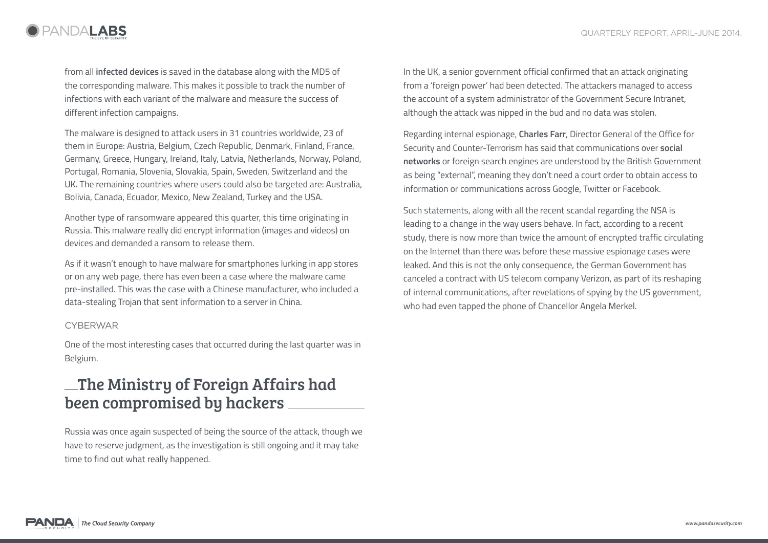from all **infected devices** is saved in the database along with the MD5 of the corresponding malware. This makes it possible to track the number of infections with each variant of the malware and measure the success of different infection campaigns.

The malware is designed to attack users in 31 countries worldwide, 23 of them in Europe: Austria, Belgium, Czech Republic, Denmark, Finland, France, Germany, Greece, Hungary, Ireland, Italy, Latvia, Netherlands, Norway, Poland, Portugal, Romania, Slovenia, Slovakia, Spain, Sweden, Switzerland and the UK. The remaining countries where users could also be targeted are: Australia, Bolivia, Canada, Ecuador, Mexico, New Zealand, Turkey and the USA.

Another type of ransomware appeared this quarter, this time originating in Russia. This malware really did encrypt information (images and videos) on devices and demanded a ransom to release them.

As if it wasn't enough to have malware for smartphones lurking in app stores or on any web page, there has even been a case where the malware came pre-installed. This was the case with a Chinese manufacturer, who included a data-stealing Trojan that sent information to a server in China.

### CYBERWAR

One of the most interesting cases that occurred during the last quarter was in Belgium.

## The Ministry of Foreign Affairs had been compromised by hackers

Russia was once again suspected of being the source of the attack, though we have to reserve judgment, as the investigation is still ongoing and it may take time to find out what really happened.

In the UK, a senior government official confirmed that an attack originating from a 'foreign power' had been detected. The attackers managed to access the account of a system administrator of the Government Secure Intranet, although the attack was nipped in the bud and no data was stolen.

Regarding internal espionage, **Charles Farr**, Director General of the Office for Security and Counter-Terrorism has said that communications over **social networks** or foreign search engines are understood by the British Government as being "external", meaning they don't need a court order to obtain access to information or communications across Google, Twitter or Facebook.

Such statements, along with all the recent scandal regarding the NSA is leading to a change in the way users behave. In fact, according to a recent study, there is now more than twice the amount of encrypted traffic circulating on the Internet than there was before these massive espionage cases were leaked. And this is not the only consequence, the German Government has canceled a contract with US telecom company Verizon, as part of its reshaping of internal communications, after revelations of spying by the US government, who had even tapped the phone of Chancellor Angela Merkel.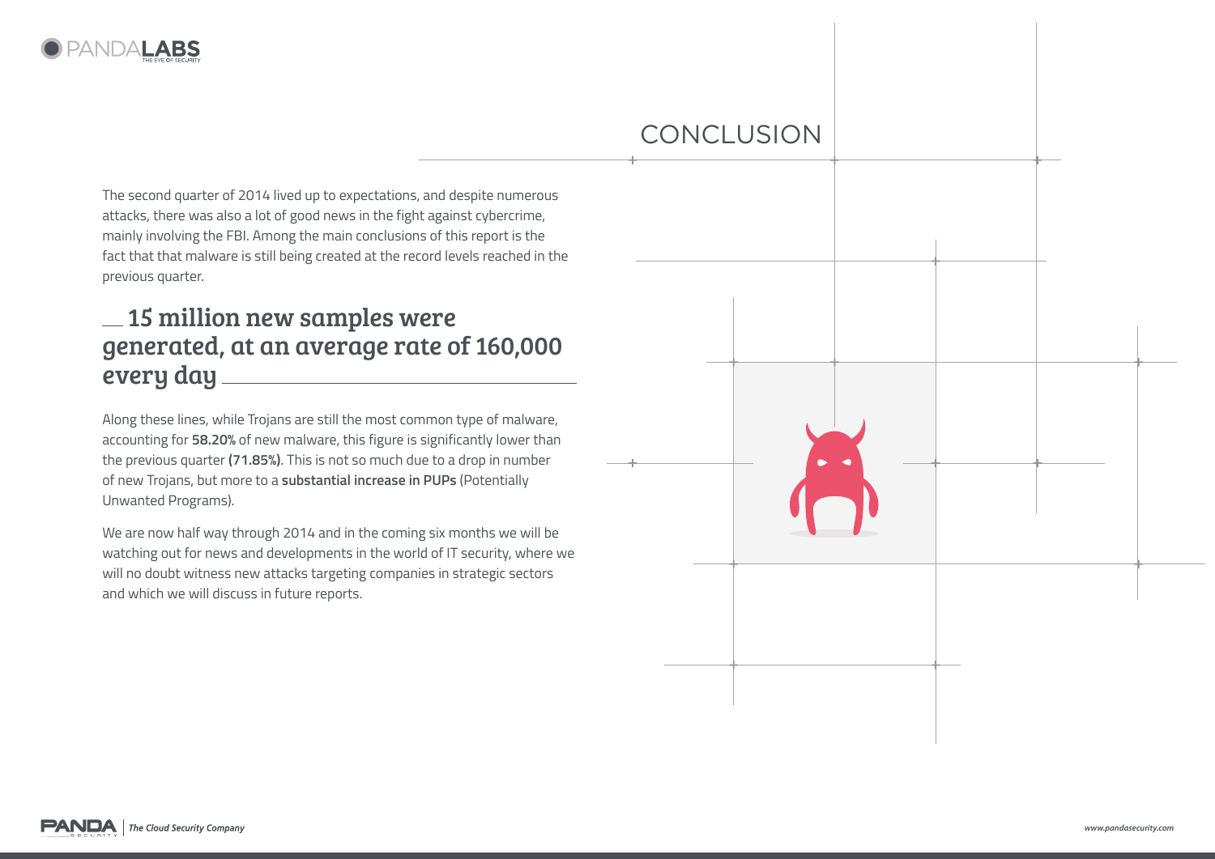# CONCLUSION

The second quarter of 2014 lived up to expectations, and despite numerous attacks, there was also a lot of good news in the fight against cybercrime, mainly involving the FBI. Among the main conclusions of this report is the fact that that malware is still being created at the record levels reached in the previous quarter.

## 15 million new samples were generated, at an average rate of 160,000 every day

Along these lines, while Trojans are still the most common type of malware, accounting for **58.20%** of new malware, this figure is significantly lower than the previous quarter **(71.85%)**. This is not so much due to a drop in number of new Trojans, but more to a **substantial increase in PUPs** (Potentially Unwanted Programs).

We are now half way through 2014 and in the coming six months we will be watching out for news and developments in the world of IT security, where we will no doubt witness new attacks targeting companies in strategic sectors and which we will discuss in future reports.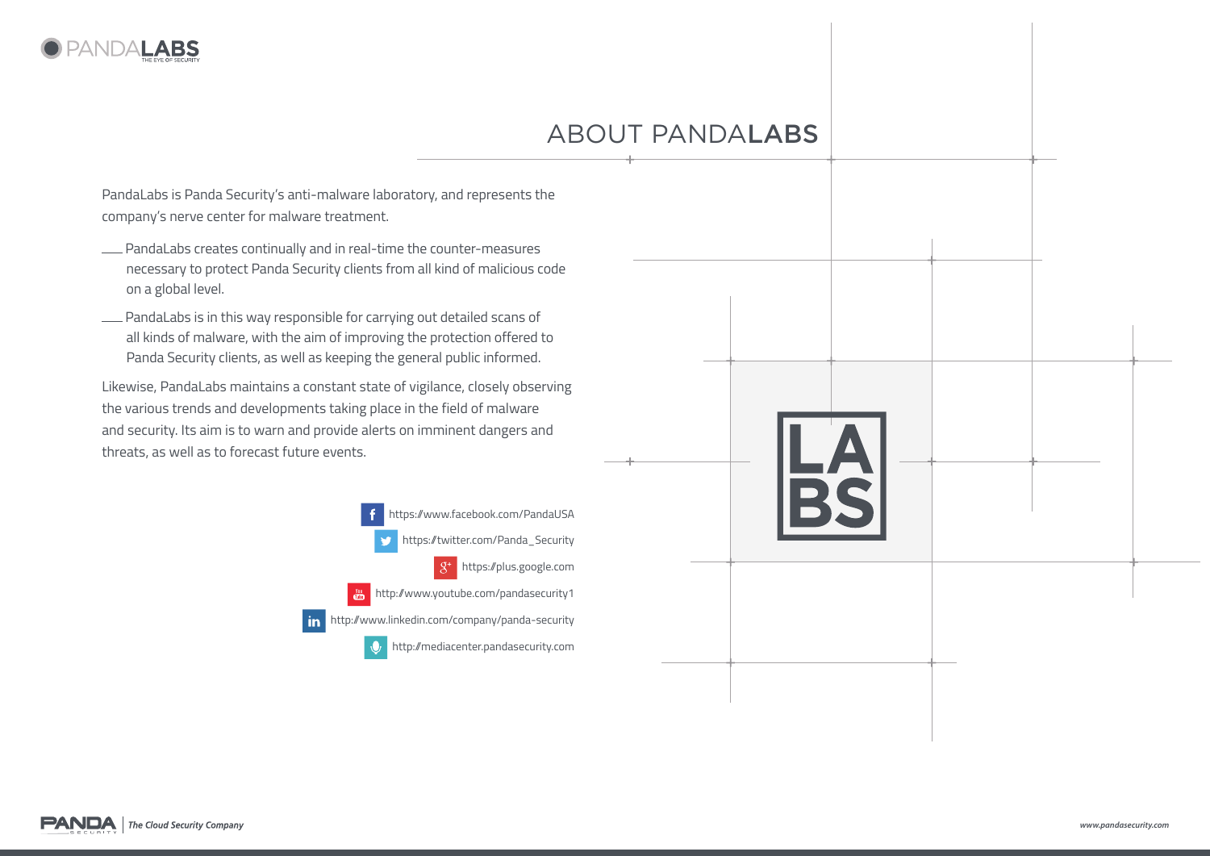# ABOUT PANDALABS

PandaLabs is Panda Security's anti-malware laboratory, and represents the company's nerve center for malware treatment.

- PandaLabs creates continually and in real-time the counter-measures necessary to protect Panda Security clients from all kind of malicious code on a global level.
- PandaLabs is in this way responsible for carrying out detailed scans of all kinds of malware, with the aim of improving the protection offered to Panda Security clients, as well as keeping the general public informed.

Likewise, PandaLabs maintains a constant state of vigilance, closely observing the various trends and developments taking place in the field of malware and security. Its aim is to warn and provide alerts on imminent dangers and threats, as well as to forecast future events.

https://www.facebook.com/PandaUSA

https://twitter.com/Panda_Security

https://plus.google.com

http://www.youtube.com/pandasecurity1

http://www.linkedin.com/company/panda-security

http://mediacenter.pandasecurity.com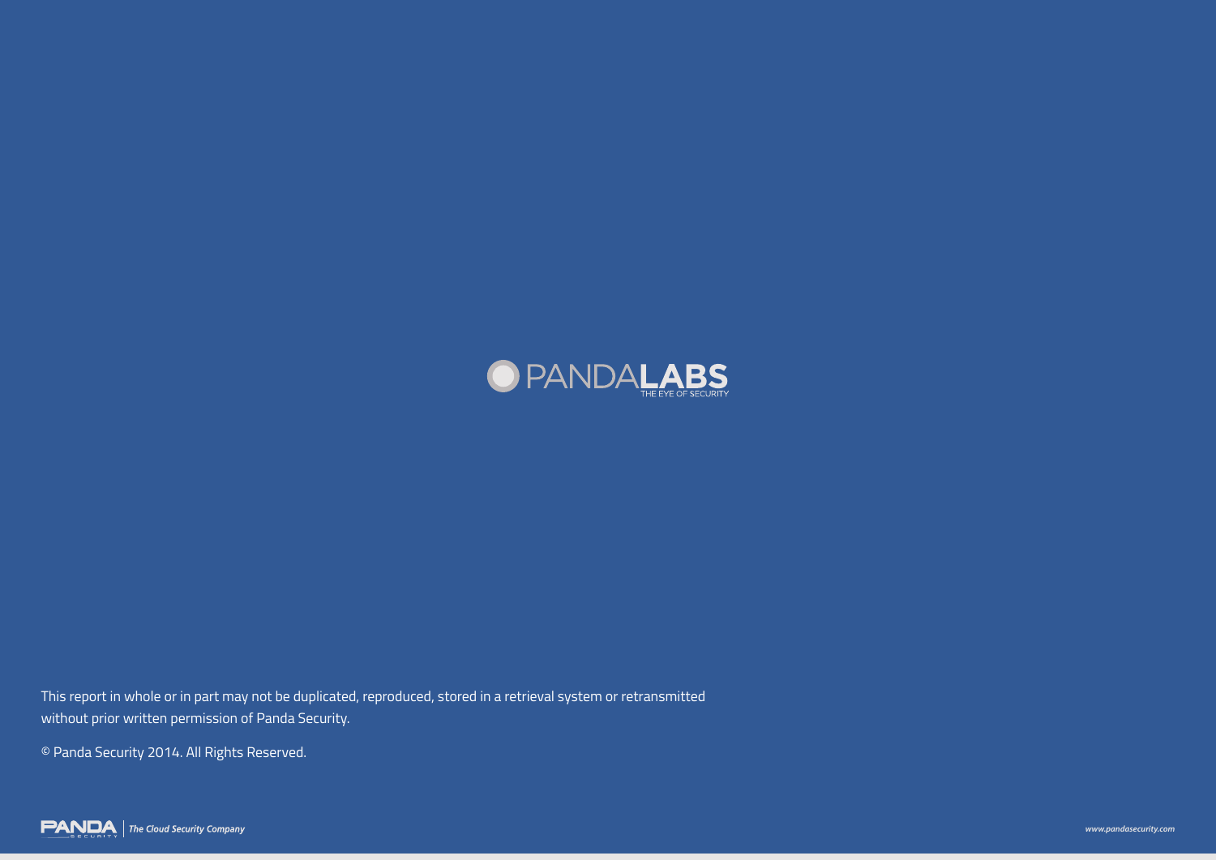PANDALABS
THE EYE OF SECURITY

This report in whole or in part may not be duplicated, reproduced, stored in a retrieval system or retransmitted without prior written permission of Panda Security.

© Panda Security 2014. All Rights Reserved.

PANDA SECURITY | *The Cloud Security Company*

*www.pandasecurity.com*